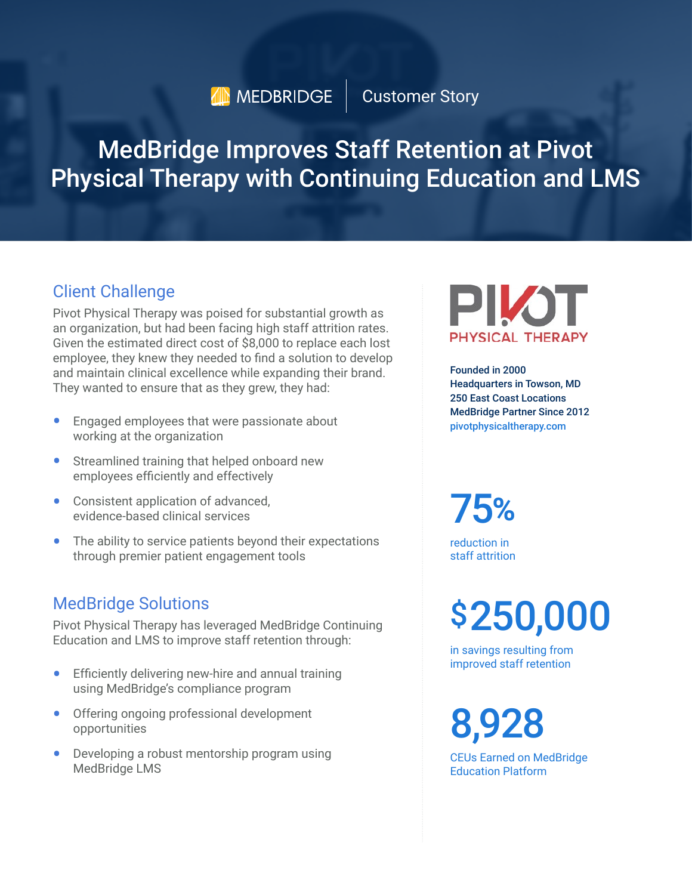MEDBRIDGE | Customer Story

# MedBridge Improves Staff Retention at Pivot Physical Therapy with Continuing Education and LMS

## Client Challenge

Pivot Physical Therapy was poised for substantial growth as an organization, but had been facing high staff attrition rates. Given the estimated direct cost of $8,000 to replace each lost employee, they knew they needed to find a solution to develop and maintain clinical excellence while expanding their brand. They wanted to ensure that as they grew, they had:

- Engaged employees that were passionate about working at the organization
- Streamlined training that helped onboard new employees efficiently and effectively
- Consistent application of advanced, evidence-based clinical services
- The ability to service patients beyond their expectations through premier patient engagement tools

## MedBridge Solutions

Pivot Physical Therapy has leveraged MedBridge Continuing Education and LMS to improve staff retention through:

- Efficiently delivering new-hire and annual training using MedBridge's compliance program
- Offering ongoing professional development opportunities
- Developing a robust mentorship program using MedBridge LMS

PIVOT PHYSICAL THERAPY

**Founded in 2000**
**Headquarters in Towson, MD**
**250 East Coast Locations**
**MedBridge Partner Since 2012**
pivotphysicaltherapy.com

**75%**
reduction in staff attrition

**$250,000**
in savings resulting from improved staff retention

**8,928**
CEUs Earned on MedBridge Education Platform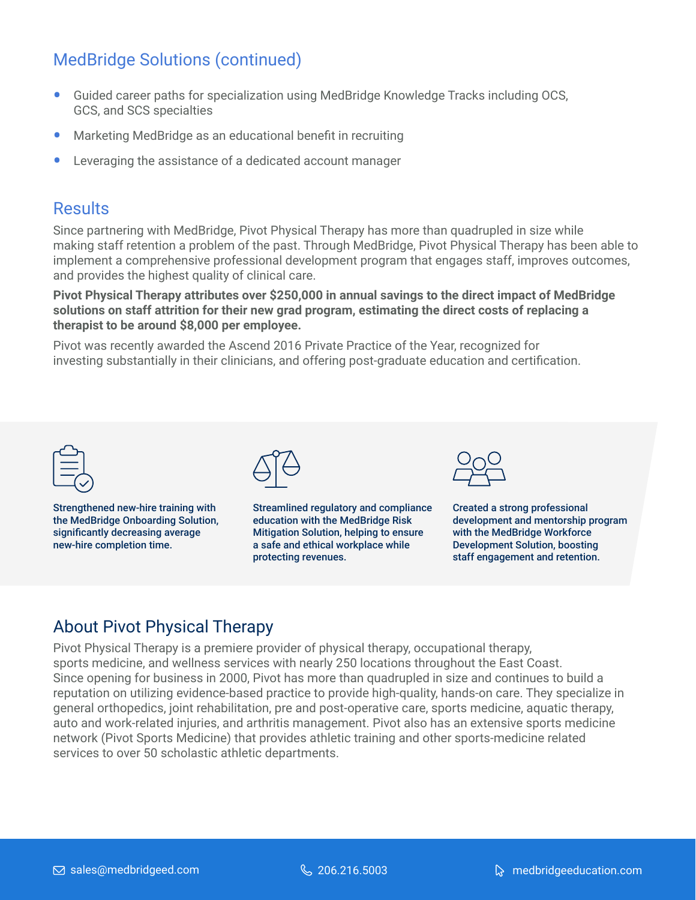## MedBridge Solutions (continued)

- Guided career paths for specialization using MedBridge Knowledge Tracks including OCS, GCS, and SCS specialties
- Marketing MedBridge as an educational benefit in recruiting
- Leveraging the assistance of a dedicated account manager

## Results

Since partnering with MedBridge, Pivot Physical Therapy has more than quadrupled in size while making staff retention a problem of the past. Through MedBridge, Pivot Physical Therapy has been able to implement a comprehensive professional development program that engages staff, improves outcomes, and provides the highest quality of clinical care.

**Pivot Physical Therapy attributes over $250,000 in annual savings to the direct impact of MedBridge solutions on staff attrition for their new grad program, estimating the direct costs of replacing a therapist to be around $8,000 per employee.**

Pivot was recently awarded the Ascend 2016 Private Practice of the Year, recognized for investing substantially in their clinicians, and offering post-graduate education and certification.

**Strengthened new-hire training with the MedBridge Onboarding Solution, significantly decreasing average new-hire completion time.**

**Streamlined regulatory and compliance education with the MedBridge Risk Mitigation Solution, helping to ensure a safe and ethical workplace while protecting revenues.**

**Created a strong professional development and mentorship program with the MedBridge Workforce Development Solution, boosting staff engagement and retention.**

## About Pivot Physical Therapy

Pivot Physical Therapy is a premiere provider of physical therapy, occupational therapy, sports medicine, and wellness services with nearly 250 locations throughout the East Coast. Since opening for business in 2000, Pivot has more than quadrupled in size and continues to build a reputation on utilizing evidence-based practice to provide high-quality, hands-on care. They specialize in general orthopedics, joint rehabilitation, pre and post-operative care, sports medicine, aquatic therapy, auto and work-related injuries, and arthritis management. Pivot also has an extensive sports medicine network (Pivot Sports Medicine) that provides athletic training and other sports-medicine related services to over 50 scholastic athletic departments.

sales@medbridgeed.com 206.216.5003 medbridgeeducation.com